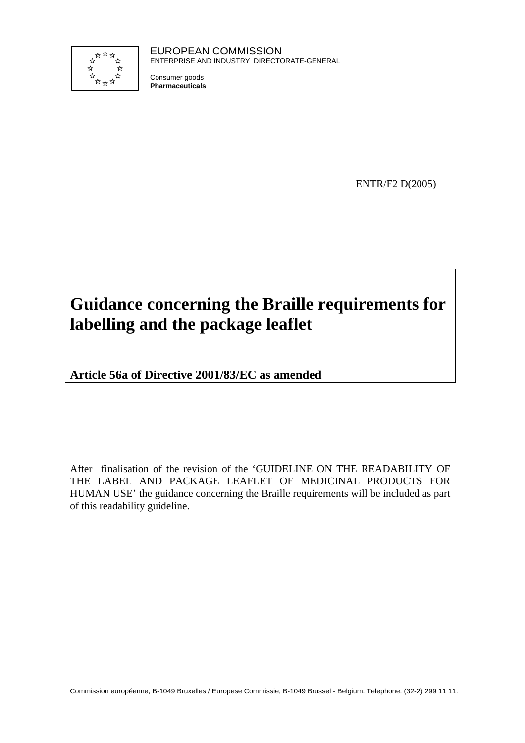EUROPEAN COMMISSION
ENTERPRISE AND INDUSTRY DIRECTORATE-GENERAL

Consumer goods
**Pharmaceuticals**

ENTR/F2 D(2005)

# Guidance concerning the Braille requirements for labelling and the package leaflet

**Article 56a of Directive 2001/83/EC as amended**

After finalisation of the revision of the 'GUIDELINE ON THE READABILITY OF THE LABEL AND PACKAGE LEAFLET OF MEDICINAL PRODUCTS FOR HUMAN USE' the guidance concerning the Braille requirements will be included as part of this readability guideline.

Commission européenne, B-1049 Bruxelles / Europese Commissie, B-1049 Brussel - Belgium. Telephone: (32-2) 299 11 11.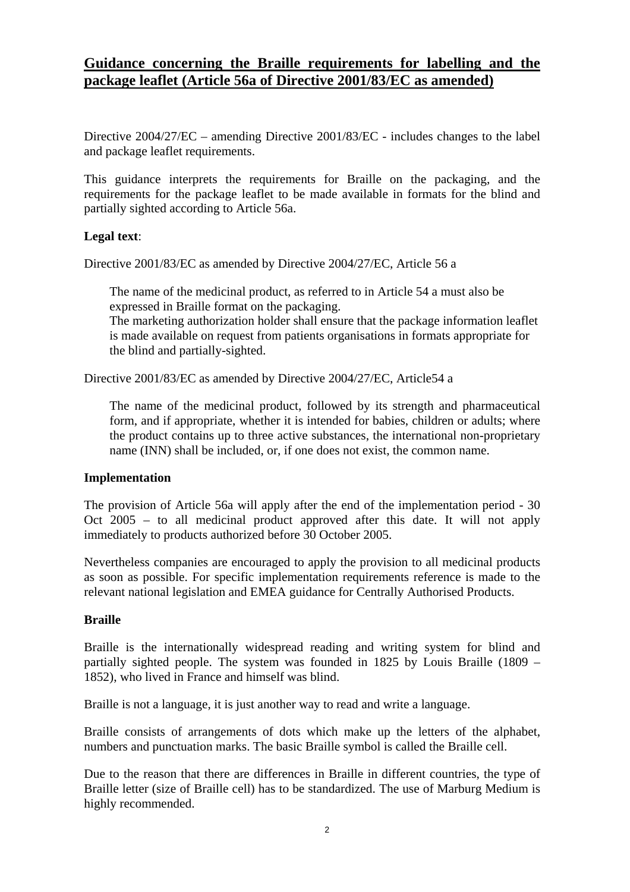## Guidance concerning the Braille requirements for labelling and the package leaflet (Article 56a of Directive 2001/83/EC as amended)

Directive 2004/27/EC – amending Directive 2001/83/EC - includes changes to the label and package leaflet requirements.

This guidance interprets the requirements for Braille on the packaging, and the requirements for the package leaflet to be made available in formats for the blind and partially sighted according to Article 56a.

**Legal text**:

Directive 2001/83/EC as amended by Directive 2004/27/EC, Article 56 a

> The name of the medicinal product, as referred to in Article 54 a must also be expressed in Braille format on the packaging.
> The marketing authorization holder shall ensure that the package information leaflet is made available on request from patients organisations in formats appropriate for the blind and partially-sighted.

Directive 2001/83/EC as amended by Directive 2004/27/EC, Article54 a

> The name of the medicinal product, followed by its strength and pharmaceutical form, and if appropriate, whether it is intended for babies, children or adults; where the product contains up to three active substances, the international non-proprietary name (INN) shall be included, or, if one does not exist, the common name.

**Implementation**

The provision of Article 56a will apply after the end of the implementation period - 30 Oct 2005 – to all medicinal product approved after this date. It will not apply immediately to products authorized before 30 October 2005.

Nevertheless companies are encouraged to apply the provision to all medicinal products as soon as possible. For specific implementation requirements reference is made to the relevant national legislation and EMEA guidance for Centrally Authorised Products.

**Braille**

Braille is the internationally widespread reading and writing system for blind and partially sighted people. The system was founded in 1825 by Louis Braille (1809 – 1852), who lived in France and himself was blind.

Braille is not a language, it is just another way to read and write a language.

Braille consists of arrangements of dots which make up the letters of the alphabet, numbers and punctuation marks. The basic Braille symbol is called the Braille cell.

Due to the reason that there are differences in Braille in different countries, the type of Braille letter (size of Braille cell) has to be standardized. The use of Marburg Medium is highly recommended.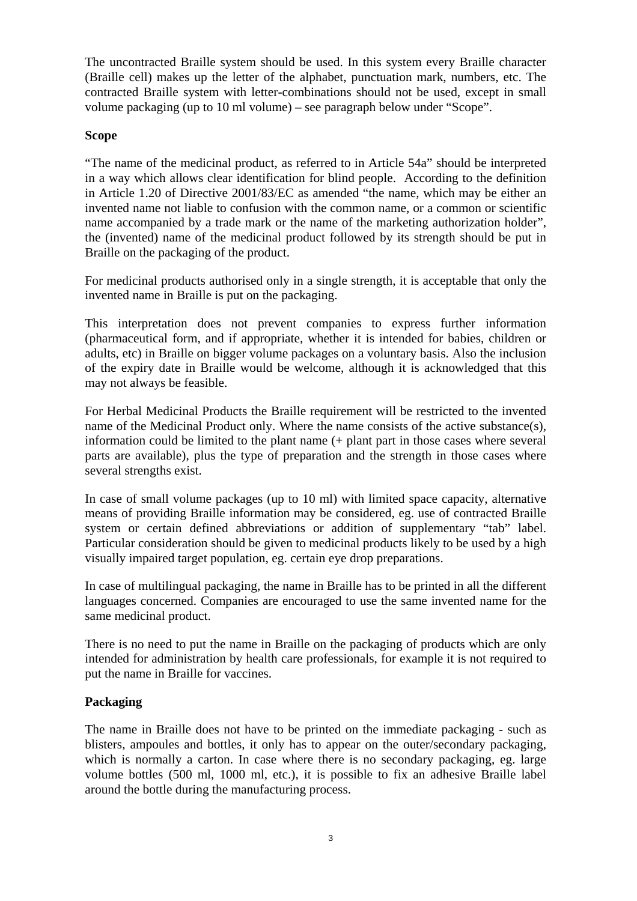The uncontracted Braille system should be used. In this system every Braille character (Braille cell) makes up the letter of the alphabet, punctuation mark, numbers, etc. The contracted Braille system with letter-combinations should not be used, except in small volume packaging (up to 10 ml volume) – see paragraph below under "Scope".

**Scope**

"The name of the medicinal product, as referred to in Article 54a" should be interpreted in a way which allows clear identification for blind people. According to the definition in Article 1.20 of Directive 2001/83/EC as amended "the name, which may be either an invented name not liable to confusion with the common name, or a common or scientific name accompanied by a trade mark or the name of the marketing authorization holder", the (invented) name of the medicinal product followed by its strength should be put in Braille on the packaging of the product.

For medicinal products authorised only in a single strength, it is acceptable that only the invented name in Braille is put on the packaging.

This interpretation does not prevent companies to express further information (pharmaceutical form, and if appropriate, whether it is intended for babies, children or adults, etc) in Braille on bigger volume packages on a voluntary basis. Also the inclusion of the expiry date in Braille would be welcome, although it is acknowledged that this may not always be feasible.

For Herbal Medicinal Products the Braille requirement will be restricted to the invented name of the Medicinal Product only. Where the name consists of the active substance(s), information could be limited to the plant name (+ plant part in those cases where several parts are available), plus the type of preparation and the strength in those cases where several strengths exist.

In case of small volume packages (up to 10 ml) with limited space capacity, alternative means of providing Braille information may be considered, eg. use of contracted Braille system or certain defined abbreviations or addition of supplementary "tab" label. Particular consideration should be given to medicinal products likely to be used by a high visually impaired target population, eg. certain eye drop preparations.

In case of multilingual packaging, the name in Braille has to be printed in all the different languages concerned. Companies are encouraged to use the same invented name for the same medicinal product.

There is no need to put the name in Braille on the packaging of products which are only intended for administration by health care professionals, for example it is not required to put the name in Braille for vaccines.

**Packaging**

The name in Braille does not have to be printed on the immediate packaging - such as blisters, ampoules and bottles, it only has to appear on the outer/secondary packaging, which is normally a carton. In case where there is no secondary packaging, eg. large volume bottles (500 ml, 1000 ml, etc.), it is possible to fix an adhesive Braille label around the bottle during the manufacturing process.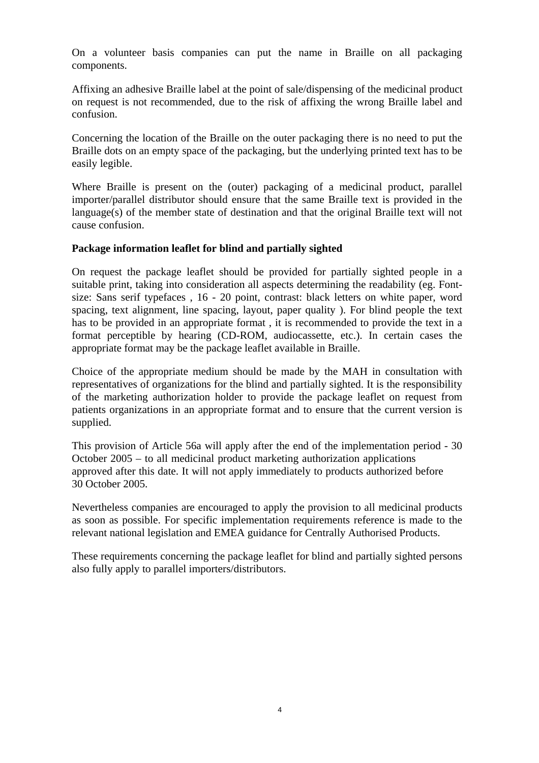On a volunteer basis companies can put the name in Braille on all packaging components.

Affixing an adhesive Braille label at the point of sale/dispensing of the medicinal product on request is not recommended, due to the risk of affixing the wrong Braille label and confusion.

Concerning the location of the Braille on the outer packaging there is no need to put the Braille dots on an empty space of the packaging, but the underlying printed text has to be easily legible.

Where Braille is present on the (outer) packaging of a medicinal product, parallel importer/parallel distributor should ensure that the same Braille text is provided in the language(s) of the member state of destination and that the original Braille text will not cause confusion.

**Package information leaflet for blind and partially sighted**

On request the package leaflet should be provided for partially sighted people in a suitable print, taking into consideration all aspects determining the readability (eg. Font-size: Sans serif typefaces , 16 - 20 point, contrast: black letters on white paper, word spacing, text alignment, line spacing, layout, paper quality ). For blind people the text has to be provided in an appropriate format , it is recommended to provide the text in a format perceptible by hearing (CD-ROM, audiocassette, etc.). In certain cases the appropriate format may be the package leaflet available in Braille.

Choice of the appropriate medium should be made by the MAH in consultation with representatives of organizations for the blind and partially sighted. It is the responsibility of the marketing authorization holder to provide the package leaflet on request from patients organizations in an appropriate format and to ensure that the current version is supplied.

This provision of Article 56a will apply after the end of the implementation period - 30 October 2005 – to all medicinal product marketing authorization applications approved after this date. It will not apply immediately to products authorized before 30 October 2005.

Nevertheless companies are encouraged to apply the provision to all medicinal products as soon as possible. For specific implementation requirements reference is made to the relevant national legislation and EMEA guidance for Centrally Authorised Products.

These requirements concerning the package leaflet for blind and partially sighted persons also fully apply to parallel importers/distributors.